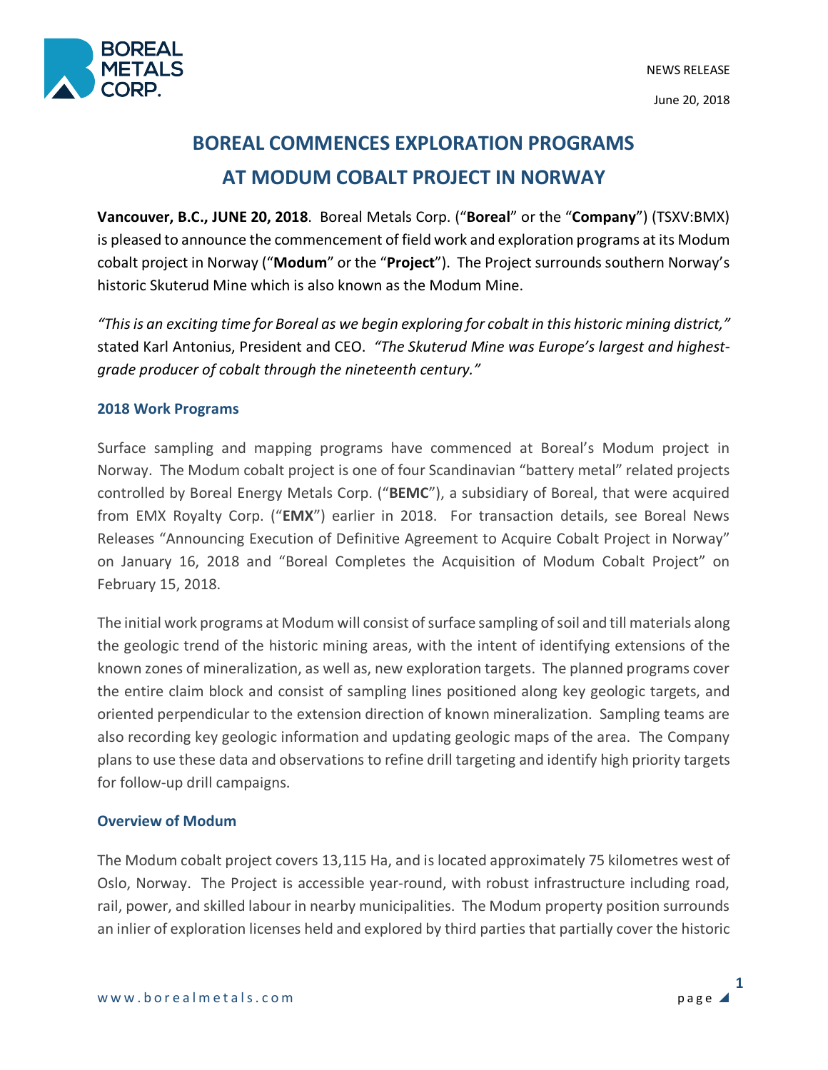NEWS RELEASE

June 20, 2018

# BOREAL COMMENCES EXPLORATION PROGRAMS AT MODUM COBALT PROJECT IN NORWAY

**Vancouver, B.C., JUNE 20, 2018**. Boreal Metals Corp. ("**Boreal**" or the "**Company**") (TSXV:BMX) is pleased to announce the commencement of field work and exploration programs at its Modum cobalt project in Norway ("**Modum**" or the "**Project**"). The Project surrounds southern Norway's historic Skuterud Mine which is also known as the Modum Mine.

*"This is an exciting time for Boreal as we begin exploring for cobalt in this historic mining district,"* stated Karl Antonius, President and CEO. *"The Skuterud Mine was Europe's largest and highest-grade producer of cobalt through the nineteenth century."*

## 2018 Work Programs

Surface sampling and mapping programs have commenced at Boreal's Modum project in Norway. The Modum cobalt project is one of four Scandinavian "battery metal" related projects controlled by Boreal Energy Metals Corp. ("**BEMC**"), a subsidiary of Boreal, that were acquired from EMX Royalty Corp. ("**EMX**") earlier in 2018. For transaction details, see Boreal News Releases "Announcing Execution of Definitive Agreement to Acquire Cobalt Project in Norway" on January 16, 2018 and "Boreal Completes the Acquisition of Modum Cobalt Project" on February 15, 2018.

The initial work programs at Modum will consist of surface sampling of soil and till materials along the geologic trend of the historic mining areas, with the intent of identifying extensions of the known zones of mineralization, as well as, new exploration targets. The planned programs cover the entire claim block and consist of sampling lines positioned along key geologic targets, and oriented perpendicular to the extension direction of known mineralization. Sampling teams are also recording key geologic information and updating geologic maps of the area. The Company plans to use these data and observations to refine drill targeting and identify high priority targets for follow-up drill campaigns.

## Overview of Modum

The Modum cobalt project covers 13,115 Ha, and is located approximately 75 kilometres west of Oslo, Norway. The Project is accessible year-round, with robust infrastructure including road, rail, power, and skilled labour in nearby municipalities. The Modum property position surrounds an inlier of exploration licenses held and explored by third parties that partially cover the historic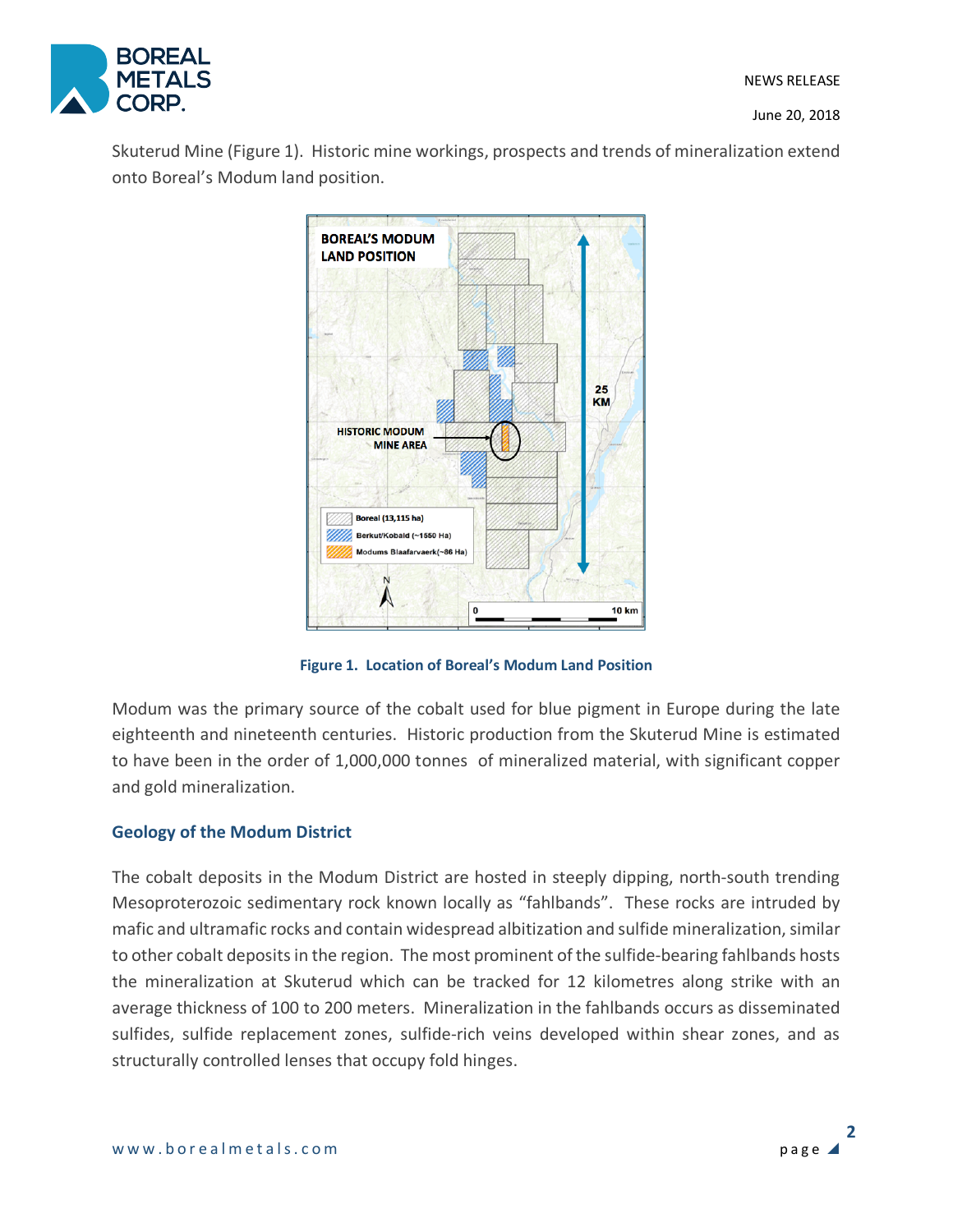Skuterud Mine (Figure 1). Historic mine workings, prospects and trends of mineralization extend onto Boreal's Modum land position.

**Figure 1. Location of Boreal's Modum Land Position**

Modum was the primary source of the cobalt used for blue pigment in Europe during the late eighteenth and nineteenth centuries. Historic production from the Skuterud Mine is estimated to have been in the order of 1,000,000 tonnes of mineralized material, with significant copper and gold mineralization.

## Geology of the Modum District

The cobalt deposits in the Modum District are hosted in steeply dipping, north-south trending Mesoproterozoic sedimentary rock known locally as "fahlbands". These rocks are intruded by mafic and ultramafic rocks and contain widespread albitization and sulfide mineralization, similar to other cobalt deposits in the region. The most prominent of the sulfide-bearing fahlbands hosts the mineralization at Skuterud which can be tracked for 12 kilometres along strike with an average thickness of 100 to 200 meters. Mineralization in the fahlbands occurs as disseminated sulfides, sulfide replacement zones, sulfide-rich veins developed within shear zones, and as structurally controlled lenses that occupy fold hinges.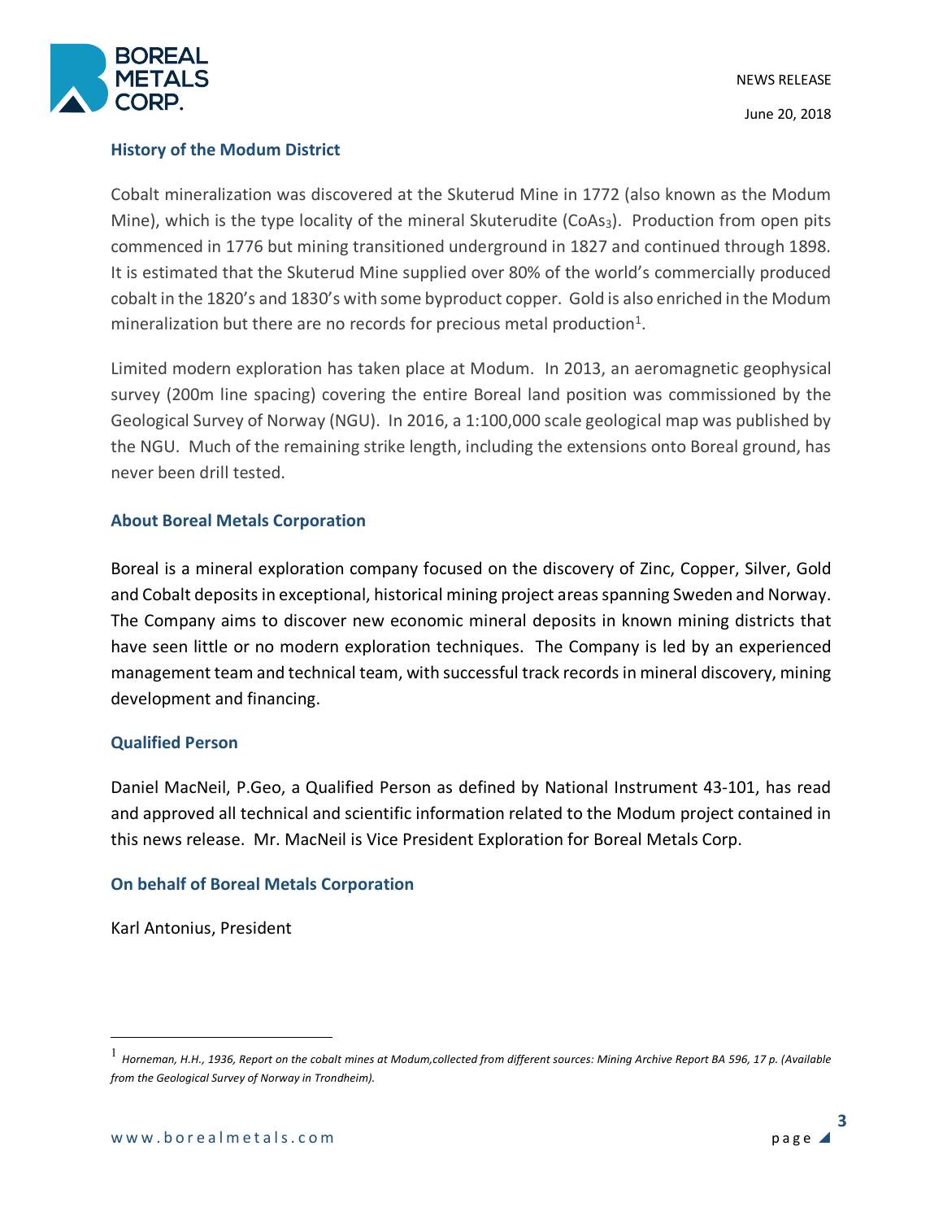## History of the Modum District

Cobalt mineralization was discovered at the Skuterud Mine in 1772 (also known as the Modum Mine), which is the type locality of the mineral Skuterudite ($CoAs_3$). Production from open pits commenced in 1776 but mining transitioned underground in 1827 and continued through 1898. It is estimated that the Skuterud Mine supplied over 80% of the world's commercially produced cobalt in the 1820's and 1830's with some byproduct copper. Gold is also enriched in the Modum mineralization but there are no records for precious metal production[1].

Limited modern exploration has taken place at Modum. In 2013, an aeromagnetic geophysical survey (200m line spacing) covering the entire Boreal land position was commissioned by the Geological Survey of Norway (NGU). In 2016, a 1:100,000 scale geological map was published by the NGU. Much of the remaining strike length, including the extensions onto Boreal ground, has never been drill tested.

## About Boreal Metals Corporation

Boreal is a mineral exploration company focused on the discovery of Zinc, Copper, Silver, Gold and Cobalt deposits in exceptional, historical mining project areas spanning Sweden and Norway. The Company aims to discover new economic mineral deposits in known mining districts that have seen little or no modern exploration techniques. The Company is led by an experienced management team and technical team, with successful track records in mineral discovery, mining development and financing.

## Qualified Person

Daniel MacNeil, P.Geo, a Qualified Person as defined by National Instrument 43-101, has read and approved all technical and scientific information related to the Modum project contained in this news release. Mr. MacNeil is Vice President Exploration for Boreal Metals Corp.

## On behalf of Boreal Metals Corporation

Karl Antonius, President

---

[1] *Horneman, H.H., 1936, Report on the cobalt mines at Modum,collected from different sources: Mining Archive Report BA 596, 17 p. (Available from the Geological Survey of Norway in Trondheim).*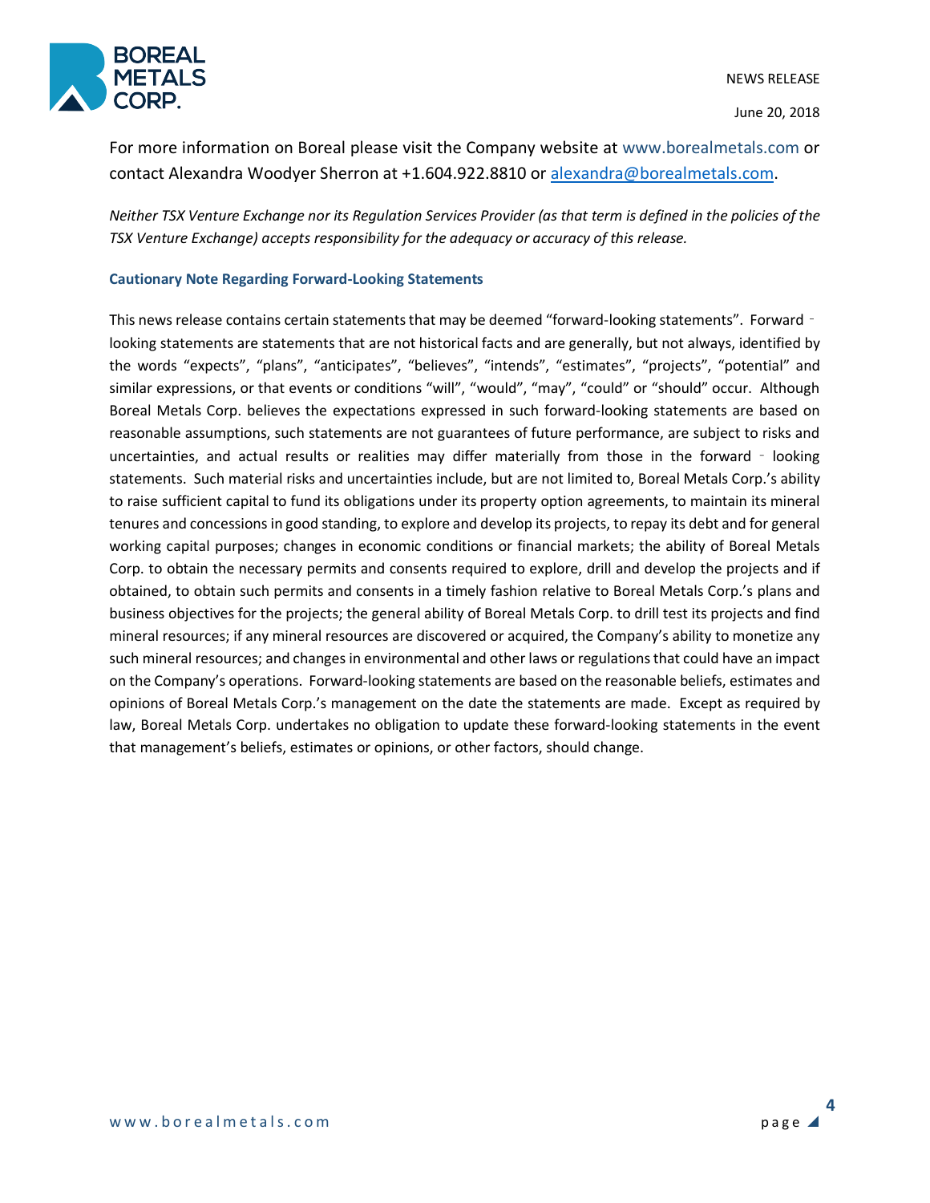For more information on Boreal please visit the Company website at www.borealmetals.com or contact Alexandra Woodyer Sherron at +1.604.922.8810 or alexandra@borealmetals.com.

*Neither TSX Venture Exchange nor its Regulation Services Provider (as that term is defined in the policies of the TSX Venture Exchange) accepts responsibility for the adequacy or accuracy of this release.*

**Cautionary Note Regarding Forward-Looking Statements**

This news release contains certain statements that may be deemed "forward-looking statements". Forward-looking statements are statements that are not historical facts and are generally, but not always, identified by the words "expects", "plans", "anticipates", "believes", "intends", "estimates", "projects", "potential" and similar expressions, or that events or conditions "will", "would", "may", "could" or "should" occur. Although Boreal Metals Corp. believes the expectations expressed in such forward-looking statements are based on reasonable assumptions, such statements are not guarantees of future performance, are subject to risks and uncertainties, and actual results or realities may differ materially from those in the forward-looking statements. Such material risks and uncertainties include, but are not limited to, Boreal Metals Corp.'s ability to raise sufficient capital to fund its obligations under its property option agreements, to maintain its mineral tenures and concessions in good standing, to explore and develop its projects, to repay its debt and for general working capital purposes; changes in economic conditions or financial markets; the ability of Boreal Metals Corp. to obtain the necessary permits and consents required to explore, drill and develop the projects and if obtained, to obtain such permits and consents in a timely fashion relative to Boreal Metals Corp.'s plans and business objectives for the projects; the general ability of Boreal Metals Corp. to drill test its projects and find mineral resources; if any mineral resources are discovered or acquired, the Company's ability to monetize any such mineral resources; and changes in environmental and other laws or regulations that could have an impact on the Company's operations. Forward-looking statements are based on the reasonable beliefs, estimates and opinions of Boreal Metals Corp.'s management on the date the statements are made. Except as required by law, Boreal Metals Corp. undertakes no obligation to update these forward-looking statements in the event that management's beliefs, estimates or opinions, or other factors, should change.